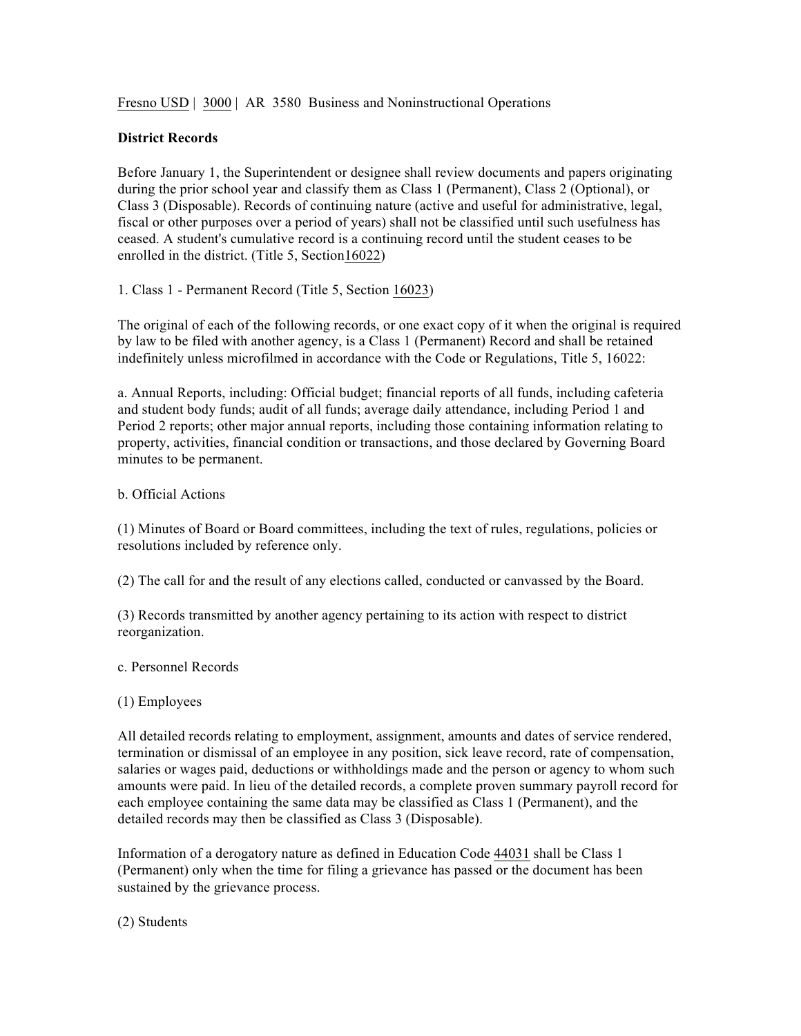Fresno USD | 3000 | AR 3580 Business and Noninstructional Operations

**District Records**

Before January 1, the Superintendent or designee shall review documents and papers originating during the prior school year and classify them as Class 1 (Permanent), Class 2 (Optional), or Class 3 (Disposable). Records of continuing nature (active and useful for administrative, legal, fiscal or other purposes over a period of years) shall not be classified until such usefulness has ceased. A student's cumulative record is a continuing record until the student ceases to be enrolled in the district. (Title 5, Section16022)

1. Class 1 - Permanent Record (Title 5, Section 16023)

The original of each of the following records, or one exact copy of it when the original is required by law to be filed with another agency, is a Class 1 (Permanent) Record and shall be retained indefinitely unless microfilmed in accordance with the Code or Regulations, Title 5, 16022:

a. Annual Reports, including: Official budget; financial reports of all funds, including cafeteria and student body funds; audit of all funds; average daily attendance, including Period 1 and Period 2 reports; other major annual reports, including those containing information relating to property, activities, financial condition or transactions, and those declared by Governing Board minutes to be permanent.

b. Official Actions

(1) Minutes of Board or Board committees, including the text of rules, regulations, policies or resolutions included by reference only.

(2) The call for and the result of any elections called, conducted or canvassed by the Board.

(3) Records transmitted by another agency pertaining to its action with respect to district reorganization.

c. Personnel Records

(1) Employees

All detailed records relating to employment, assignment, amounts and dates of service rendered, termination or dismissal of an employee in any position, sick leave record, rate of compensation, salaries or wages paid, deductions or withholdings made and the person or agency to whom such amounts were paid. In lieu of the detailed records, a complete proven summary payroll record for each employee containing the same data may be classified as Class 1 (Permanent), and the detailed records may then be classified as Class 3 (Disposable).

Information of a derogatory nature as defined in Education Code 44031 shall be Class 1 (Permanent) only when the time for filing a grievance has passed or the document has been sustained by the grievance process.

(2) Students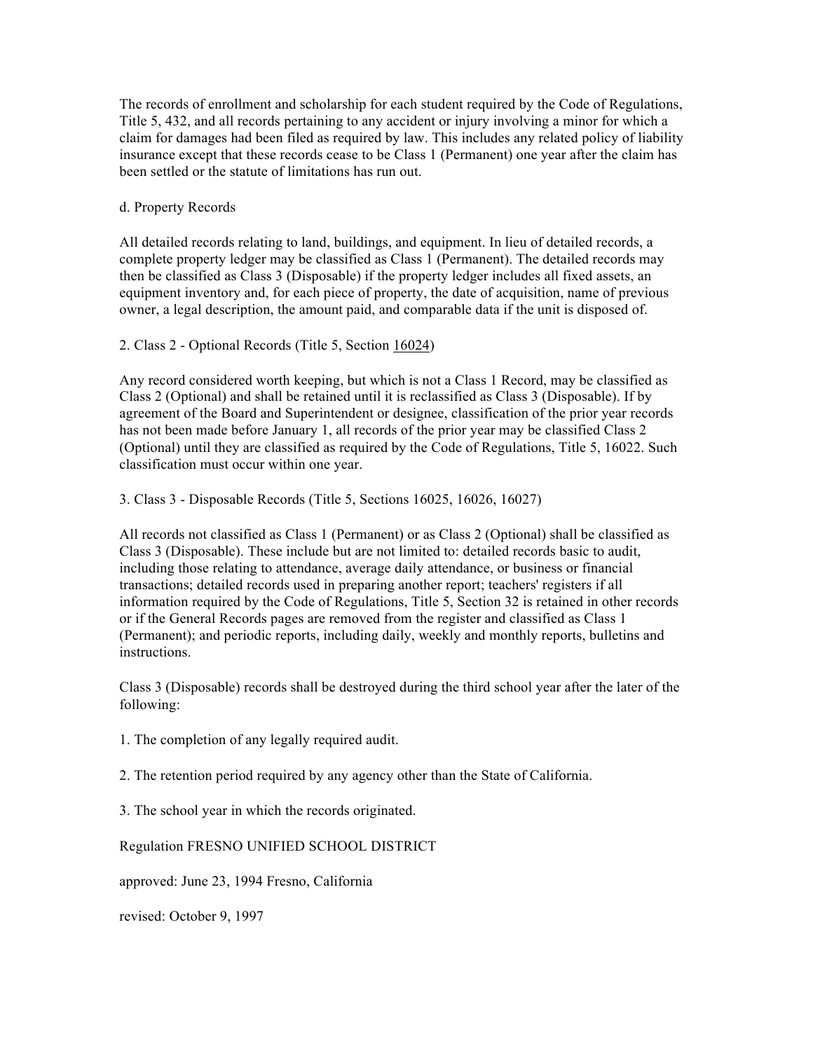The records of enrollment and scholarship for each student required by the Code of Regulations, Title 5, 432, and all records pertaining to any accident or injury involving a minor for which a claim for damages had been filed as required by law. This includes any related policy of liability insurance except that these records cease to be Class 1 (Permanent) one year after the claim has been settled or the statute of limitations has run out.

d. Property Records

All detailed records relating to land, buildings, and equipment. In lieu of detailed records, a complete property ledger may be classified as Class 1 (Permanent). The detailed records may then be classified as Class 3 (Disposable) if the property ledger includes all fixed assets, an equipment inventory and, for each piece of property, the date of acquisition, name of previous owner, a legal description, the amount paid, and comparable data if the unit is disposed of.

2. Class 2 - Optional Records (Title 5, Section 16024)

Any record considered worth keeping, but which is not a Class 1 Record, may be classified as Class 2 (Optional) and shall be retained until it is reclassified as Class 3 (Disposable). If by agreement of the Board and Superintendent or designee, classification of the prior year records has not been made before January 1, all records of the prior year may be classified Class 2 (Optional) until they are classified as required by the Code of Regulations, Title 5, 16022. Such classification must occur within one year.

3. Class 3 - Disposable Records (Title 5, Sections 16025, 16026, 16027)

All records not classified as Class 1 (Permanent) or as Class 2 (Optional) shall be classified as Class 3 (Disposable). These include but are not limited to: detailed records basic to audit, including those relating to attendance, average daily attendance, or business or financial transactions; detailed records used in preparing another report; teachers' registers if all information required by the Code of Regulations, Title 5, Section 32 is retained in other records or if the General Records pages are removed from the register and classified as Class 1 (Permanent); and periodic reports, including daily, weekly and monthly reports, bulletins and instructions.

Class 3 (Disposable) records shall be destroyed during the third school year after the later of the following:

1. The completion of any legally required audit.

2. The retention period required by any agency other than the State of California.

3. The school year in which the records originated.

Regulation FRESNO UNIFIED SCHOOL DISTRICT

approved: June 23, 1994 Fresno, California

revised: October 9, 1997